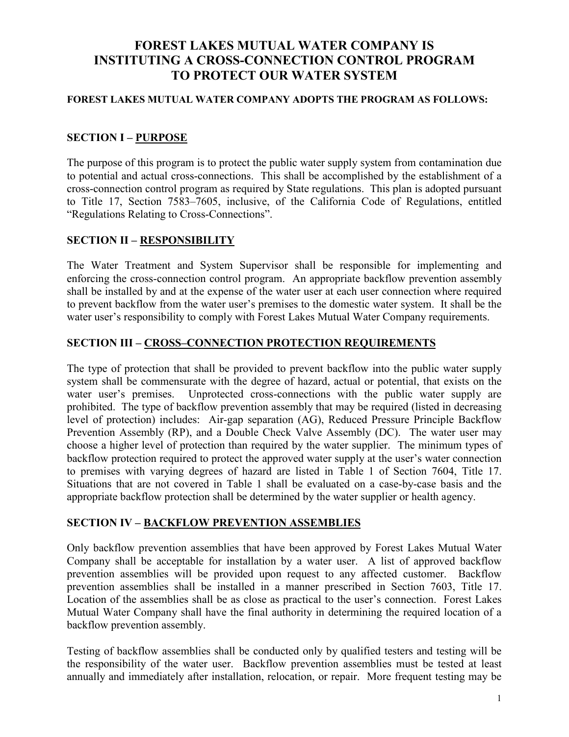# FOREST LAKES MUTUAL WATER COMPANY IS INSTITUTING A CROSS-CONNECTION CONTROL PROGRAM TO PROTECT OUR WATER SYSTEM

**FOREST LAKES MUTUAL WATER COMPANY ADOPTS THE PROGRAM AS FOLLOWS:**

## SECTION I – PURPOSE

The purpose of this program is to protect the public water supply system from contamination due to potential and actual cross-connections. This shall be accomplished by the establishment of a cross-connection control program as required by State regulations. This plan is adopted pursuant to Title 17, Section 7583–7605, inclusive, of the California Code of Regulations, entitled "Regulations Relating to Cross-Connections".

## SECTION II – RESPONSIBILITY

The Water Treatment and System Supervisor shall be responsible for implementing and enforcing the cross-connection control program. An appropriate backflow prevention assembly shall be installed by and at the expense of the water user at each user connection where required to prevent backflow from the water user's premises to the domestic water system. It shall be the water user's responsibility to comply with Forest Lakes Mutual Water Company requirements.

## SECTION III – CROSS–CONNECTION PROTECTION REQUIREMENTS

The type of protection that shall be provided to prevent backflow into the public water supply system shall be commensurate with the degree of hazard, actual or potential, that exists on the water user's premises. Unprotected cross-connections with the public water supply are prohibited. The type of backflow prevention assembly that may be required (listed in decreasing level of protection) includes: Air-gap separation (AG), Reduced Pressure Principle Backflow Prevention Assembly (RP), and a Double Check Valve Assembly (DC). The water user may choose a higher level of protection than required by the water supplier. The minimum types of backflow protection required to protect the approved water supply at the user's water connection to premises with varying degrees of hazard are listed in Table 1 of Section 7604, Title 17. Situations that are not covered in Table 1 shall be evaluated on a case-by-case basis and the appropriate backflow protection shall be determined by the water supplier or health agency.

## SECTION IV – BACKFLOW PREVENTION ASSEMBLIES

Only backflow prevention assemblies that have been approved by Forest Lakes Mutual Water Company shall be acceptable for installation by a water user. A list of approved backflow prevention assemblies will be provided upon request to any affected customer. Backflow prevention assemblies shall be installed in a manner prescribed in Section 7603, Title 17. Location of the assemblies shall be as close as practical to the user's connection. Forest Lakes Mutual Water Company shall have the final authority in determining the required location of a backflow prevention assembly.

Testing of backflow assemblies shall be conducted only by qualified testers and testing will be the responsibility of the water user. Backflow prevention assemblies must be tested at least annually and immediately after installation, relocation, or repair. More frequent testing may be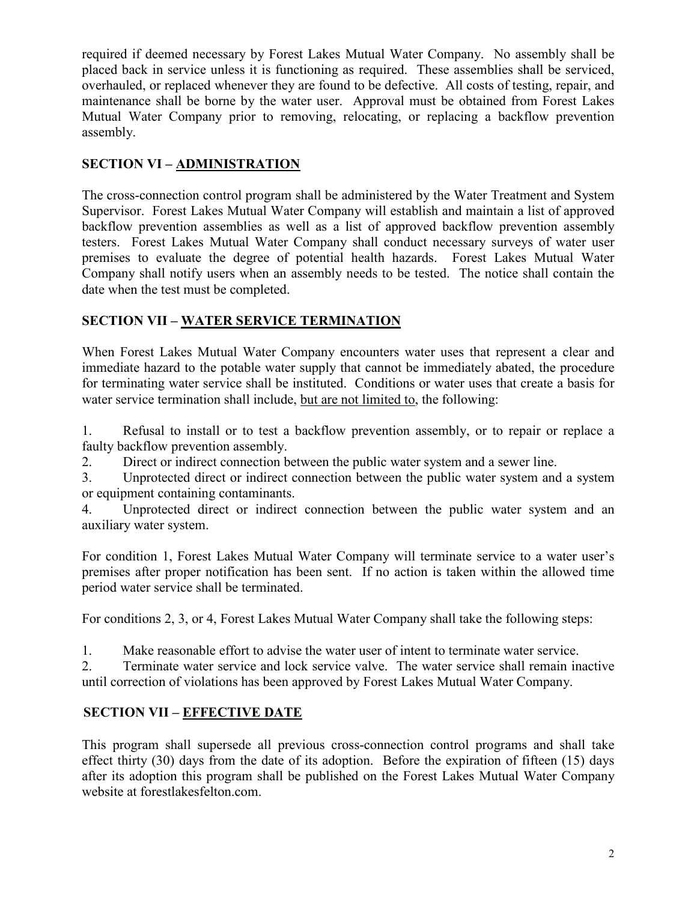required if deemed necessary by Forest Lakes Mutual Water Company. No assembly shall be placed back in service unless it is functioning as required. These assemblies shall be serviced, overhauled, or replaced whenever they are found to be defective. All costs of testing, repair, and maintenance shall be borne by the water user. Approval must be obtained from Forest Lakes Mutual Water Company prior to removing, relocating, or replacing a backflow prevention assembly.

## SECTION VI – ADMINISTRATION

The cross-connection control program shall be administered by the Water Treatment and System Supervisor. Forest Lakes Mutual Water Company will establish and maintain a list of approved backflow prevention assemblies as well as a list of approved backflow prevention assembly testers. Forest Lakes Mutual Water Company shall conduct necessary surveys of water user premises to evaluate the degree of potential health hazards. Forest Lakes Mutual Water Company shall notify users when an assembly needs to be tested. The notice shall contain the date when the test must be completed.

## SECTION VII – WATER SERVICE TERMINATION

When Forest Lakes Mutual Water Company encounters water uses that represent a clear and immediate hazard to the potable water supply that cannot be immediately abated, the procedure for terminating water service shall be instituted. Conditions or water uses that create a basis for water service termination shall include, but are not limited to, the following:

1. Refusal to install or to test a backflow prevention assembly, or to repair or replace a faulty backflow prevention assembly.
2. Direct or indirect connection between the public water system and a sewer line.
3. Unprotected direct or indirect connection between the public water system and a system or equipment containing contaminants.
4. Unprotected direct or indirect connection between the public water system and an auxiliary water system.

For condition 1, Forest Lakes Mutual Water Company will terminate service to a water user's premises after proper notification has been sent. If no action is taken within the allowed time period water service shall be terminated.

For conditions 2, 3, or 4, Forest Lakes Mutual Water Company shall take the following steps:

1. Make reasonable effort to advise the water user of intent to terminate water service.
2. Terminate water service and lock service valve. The water service shall remain inactive until correction of violations has been approved by Forest Lakes Mutual Water Company.

## SECTION VII – EFFECTIVE DATE

This program shall supersede all previous cross-connection control programs and shall take effect thirty (30) days from the date of its adoption. Before the expiration of fifteen (15) days after its adoption this program shall be published on the Forest Lakes Mutual Water Company website at forestlakesfelton.com.